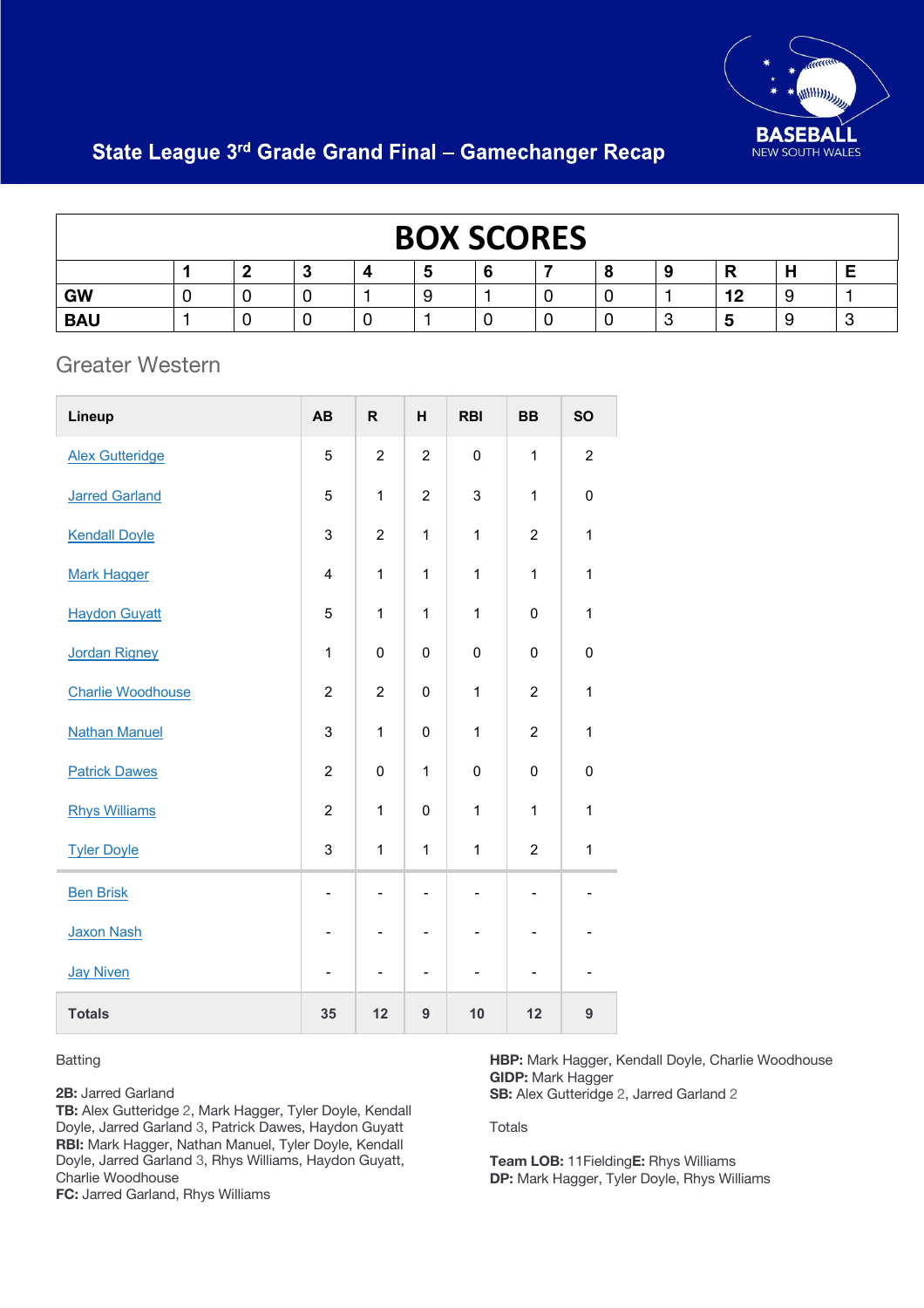# State League 3rd Grade Grand Final – Gamechanger Recap

## BOX SCORES

| | 1 | 2 | 3 | 4 | 5 | 6 | 7 | 8 | 9 | R | H | E |
|---|---|---|---|---|---|---|---|---|---|---|---|---|
| **GW** | 0 | 0 | 0 | 1 | 9 | 1 | 0 | 0 | 1 | **12** | 9 | 1 |
| **BAU** | 1 | 0 | 0 | 0 | 1 | 0 | 0 | 0 | 3 | **5** | 9 | 3 |

## Greater Western

| Lineup | AB | R | H | RBI | BB | SO |
|---|---|---|---|---|---|---|
| Alex Gutteridge | 5 | 2 | 2 | 0 | 1 | 2 |
| Jarred Garland | 5 | 1 | 2 | 3 | 1 | 0 |
| Kendall Doyle | 3 | 2 | 1 | 1 | 2 | 1 |
| Mark Hagger | 4 | 1 | 1 | 1 | 1 | 1 |
| Haydon Guyatt | 5 | 1 | 1 | 1 | 0 | 1 |
| Jordan Rigney | 1 | 0 | 0 | 0 | 0 | 0 |
| Charlie Woodhouse | 2 | 2 | 0 | 1 | 2 | 1 |
| Nathan Manuel | 3 | 1 | 0 | 1 | 2 | 1 |
| Patrick Dawes | 2 | 0 | 1 | 0 | 0 | 0 |
| Rhys Williams | 2 | 1 | 0 | 1 | 1 | 1 |
| Tyler Doyle | 3 | 1 | 1 | 1 | 2 | 1 |
| Ben Brisk | - | - | - | - | - | - |
| Jaxon Nash | - | - | - | - | - | - |
| Jay Niven | - | - | - | - | - | - |
| **Totals** | **35** | **12** | **9** | **10** | **12** | **9** |

Batting

**2B:** Jarred Garland
**TB:** Alex Gutteridge 2, Mark Hagger, Tyler Doyle, Kendall Doyle, Jarred Garland 3, Patrick Dawes, Haydon Guyatt
**RBI:** Mark Hagger, Nathan Manuel, Tyler Doyle, Kendall Doyle, Jarred Garland 3, Rhys Williams, Haydon Guyatt, Charlie Woodhouse
**FC:** Jarred Garland, Rhys Williams
**HBP:** Mark Hagger, Kendall Doyle, Charlie Woodhouse
**GIDP:** Mark Hagger
**SB:** Alex Gutteridge 2, Jarred Garland 2

Totals

**Team LOB:** 11FieldingE: Rhys Williams
**DP:** Mark Hagger, Tyler Doyle, Rhys Williams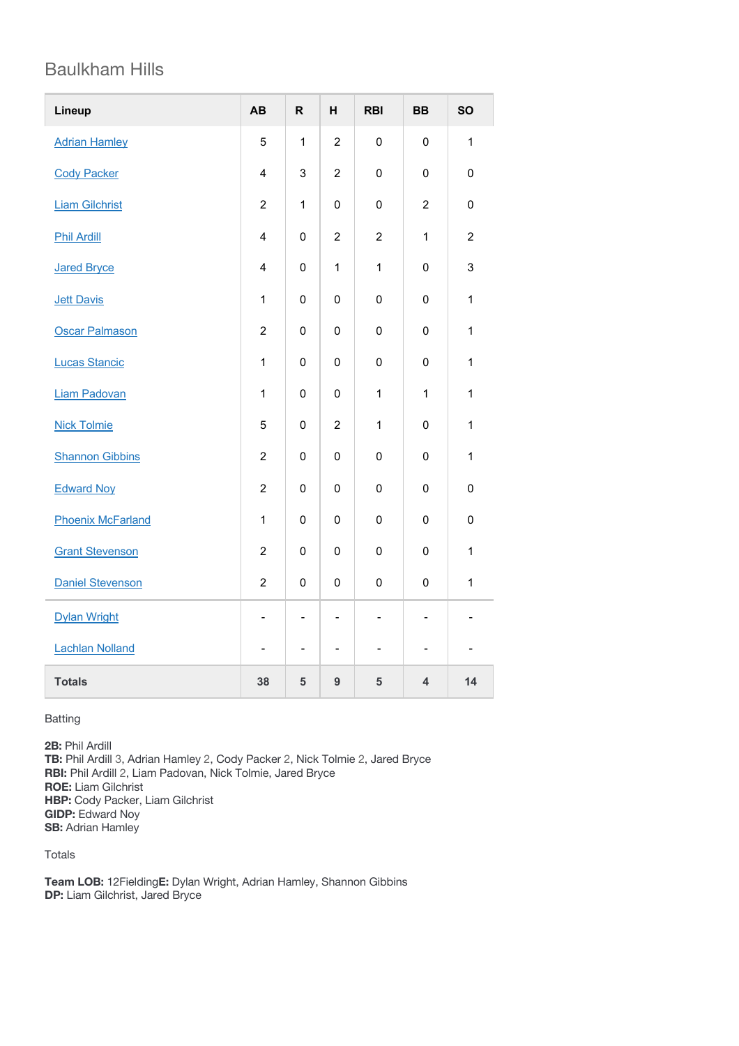## Baulkham Hills

| Lineup | AB | R | H | RBI | BB | SO |
|---|---|---|---|---|---|---|
| Adrian Hamley | 5 | 1 | 2 | 0 | 0 | 1 |
| Cody Packer | 4 | 3 | 2 | 0 | 0 | 0 |
| Liam Gilchrist | 2 | 1 | 0 | 0 | 2 | 0 |
| Phil Ardill | 4 | 0 | 2 | 2 | 1 | 2 |
| Jared Bryce | 4 | 0 | 1 | 1 | 0 | 3 |
| Jett Davis | 1 | 0 | 0 | 0 | 0 | 1 |
| Oscar Palmason | 2 | 0 | 0 | 0 | 0 | 1 |
| Lucas Stancic | 1 | 0 | 0 | 0 | 0 | 1 |
| Liam Padovan | 1 | 0 | 0 | 1 | 1 | 1 |
| Nick Tolmie | 5 | 0 | 2 | 1 | 0 | 1 |
| Shannon Gibbins | 2 | 0 | 0 | 0 | 0 | 1 |
| Edward Noy | 2 | 0 | 0 | 0 | 0 | 0 |
| Phoenix McFarland | 1 | 0 | 0 | 0 | 0 | 0 |
| Grant Stevenson | 2 | 0 | 0 | 0 | 0 | 1 |
| Daniel Stevenson | 2 | 0 | 0 | 0 | 0 | 1 |
| Dylan Wright | - | - | - | - | - | - |
| Lachlan Nolland | - | - | - | - | - | - |
| **Totals** | **38** | **5** | **9** | **5** | **4** | **14** |

Batting

**2B:** Phil Ardill
**TB:** Phil Ardill 3, Adrian Hamley 2, Cody Packer 2, Nick Tolmie 2, Jared Bryce
**RBI:** Phil Ardill 2, Liam Padovan, Nick Tolmie, Jared Bryce
**ROE:** Liam Gilchrist
**HBP:** Cody Packer, Liam Gilchrist
**GIDP:** Edward Noy
**SB:** Adrian Hamley

Totals

**Team LOB:** 12Fielding**E:** Dylan Wright, Adrian Hamley, Shannon Gibbins
**DP:** Liam Gilchrist, Jared Bryce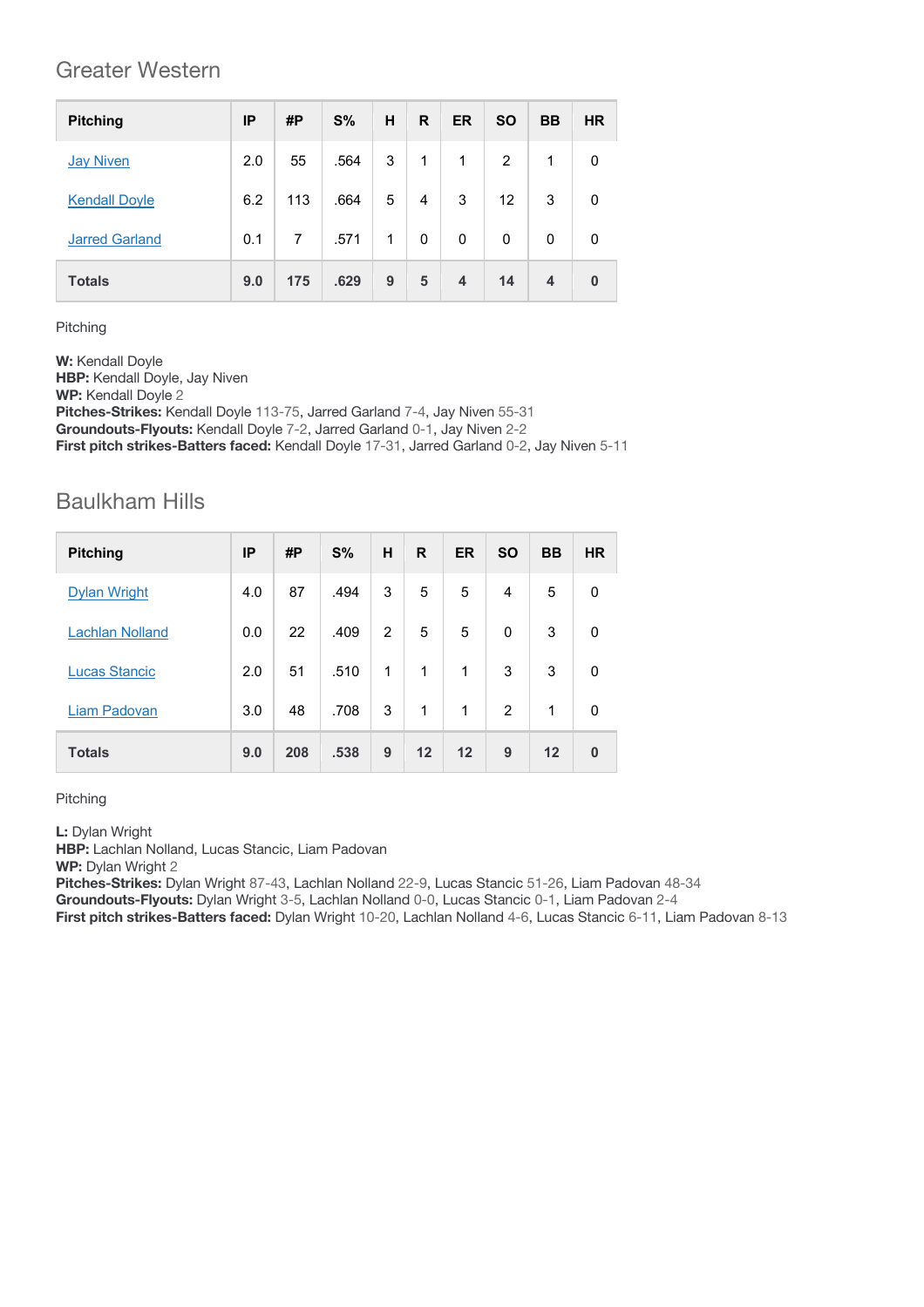## Greater Western

| Pitching | IP | #P | S% | H | R | ER | SO | BB | HR |
|---|---|---|---|---|---|---|---|---|---|
| Jay Niven | 2.0 | 55 | .564 | 3 | 1 | 1 | 2 | 1 | 0 |
| Kendall Doyle | 6.2 | 113 | .664 | 5 | 4 | 3 | 12 | 3 | 0 |
| Jarred Garland | 0.1 | 7 | .571 | 1 | 0 | 0 | 0 | 0 | 0 |
| **Totals** | **9.0** | **175** | **.629** | **9** | **5** | **4** | **14** | **4** | **0** |

Pitching

**W:** Kendall Doyle
**HBP:** Kendall Doyle, Jay Niven
**WP:** Kendall Doyle 2
**Pitches-Strikes:** Kendall Doyle 113-75, Jarred Garland 7-4, Jay Niven 55-31
**Groundouts-Flyouts:** Kendall Doyle 7-2, Jarred Garland 0-1, Jay Niven 2-2
**First pitch strikes-Batters faced:** Kendall Doyle 17-31, Jarred Garland 0-2, Jay Niven 5-11

## Baulkham Hills

| Pitching | IP | #P | S% | H | R | ER | SO | BB | HR |
|---|---|---|---|---|---|---|---|---|---|
| Dylan Wright | 4.0 | 87 | .494 | 3 | 5 | 5 | 4 | 5 | 0 |
| Lachlan Nolland | 0.0 | 22 | .409 | 2 | 5 | 5 | 0 | 3 | 0 |
| Lucas Stancic | 2.0 | 51 | .510 | 1 | 1 | 1 | 3 | 3 | 0 |
| Liam Padovan | 3.0 | 48 | .708 | 3 | 1 | 1 | 2 | 1 | 0 |
| **Totals** | **9.0** | **208** | **.538** | **9** | **12** | **12** | **9** | **12** | **0** |

Pitching

**L:** Dylan Wright
**HBP:** Lachlan Nolland, Lucas Stancic, Liam Padovan
**WP:** Dylan Wright 2
**Pitches-Strikes:** Dylan Wright 87-43, Lachlan Nolland 22-9, Lucas Stancic 51-26, Liam Padovan 48-34
**Groundouts-Flyouts:** Dylan Wright 3-5, Lachlan Nolland 0-0, Lucas Stancic 0-1, Liam Padovan 2-4
**First pitch strikes-Batters faced:** Dylan Wright 10-20, Lachlan Nolland 4-6, Lucas Stancic 6-11, Liam Padovan 8-13